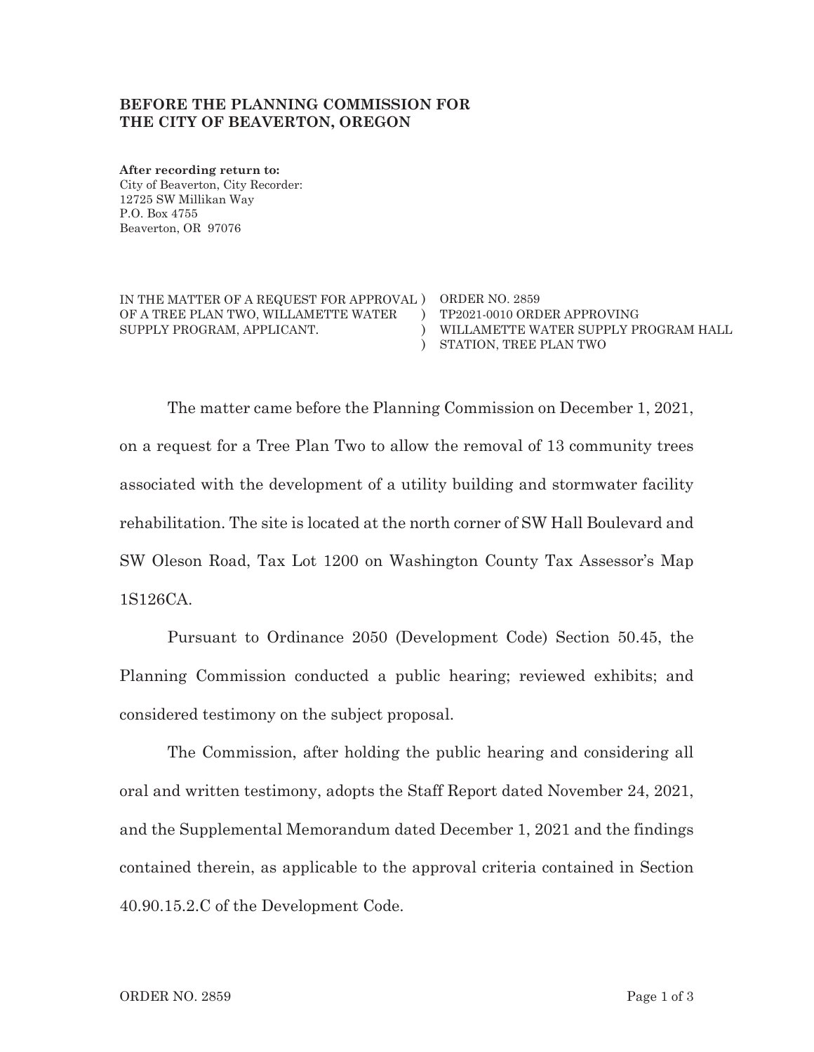**BEFORE THE PLANNING COMMISSION FOR THE CITY OF BEAVERTON, OREGON**

**After recording return to:**
City of Beaverton, City Recorder:
12725 SW Millikan Way
P.O. Box 4755
Beaverton, OR 97076

| | | |
|---|---|---|
| IN THE MATTER OF A REQUEST FOR APPROVAL OF A TREE PLAN TWO, WILLAMETTE WATER SUPPLY PROGRAM, APPLICANT. | ) ) ) ) | ORDER NO. 2859 TP2021-0010 ORDER APPROVING WILLAMETTE WATER SUPPLY PROGRAM HALL STATION, TREE PLAN TWO |

The matter came before the Planning Commission on December 1, 2021, on a request for a Tree Plan Two to allow the removal of 13 community trees associated with the development of a utility building and stormwater facility rehabilitation. The site is located at the north corner of SW Hall Boulevard and SW Oleson Road, Tax Lot 1200 on Washington County Tax Assessor's Map 1S126CA.

Pursuant to Ordinance 2050 (Development Code) Section 50.45, the Planning Commission conducted a public hearing; reviewed exhibits; and considered testimony on the subject proposal.

The Commission, after holding the public hearing and considering all oral and written testimony, adopts the Staff Report dated November 24, 2021, and the Supplemental Memorandum dated December 1, 2021 and the findings contained therein, as applicable to the approval criteria contained in Section 40.90.15.2.C of the Development Code.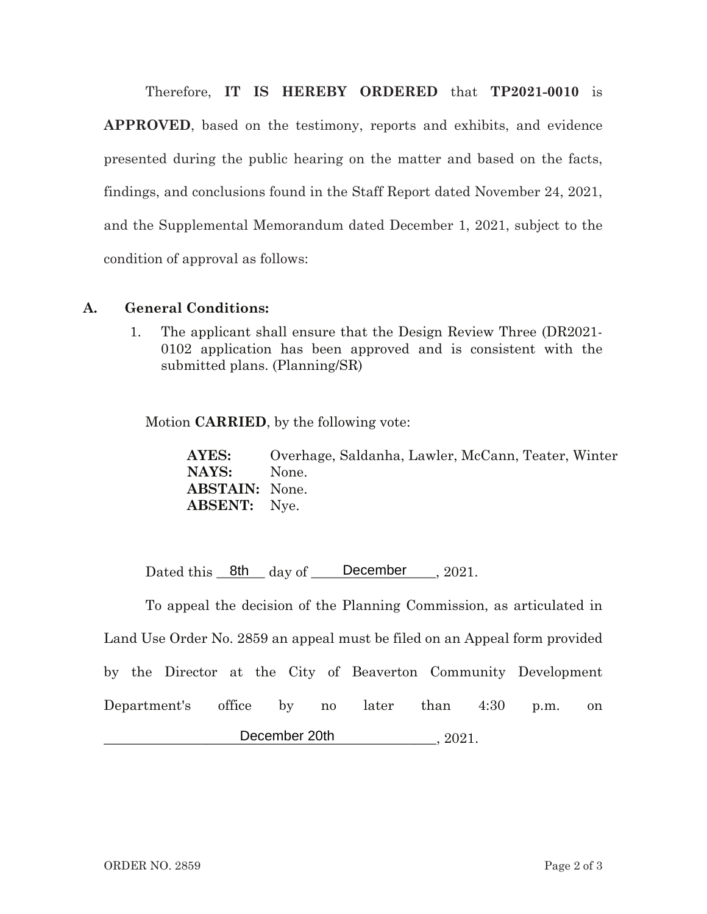Therefore, **IT IS HEREBY ORDERED** that **TP2021-0010** is **APPROVED**, based on the testimony, reports and exhibits, and evidence presented during the public hearing on the matter and based on the facts, findings, and conclusions found in the Staff Report dated November 24, 2021, and the Supplemental Memorandum dated December 1, 2021, subject to the condition of approval as follows:

## A. General Conditions:

1. The applicant shall ensure that the Design Review Three (DR2021-0102 application has been approved and is consistent with the submitted plans. (Planning/SR)

Motion **CARRIED**, by the following vote:

**AYES:** Overhage, Saldanha, Lawler, McCann, Teater, Winter
**NAYS:** None.
**ABSTAIN:** None.
**ABSENT:** Nye.

Dated this 8th day of December, 2021.

To appeal the decision of the Planning Commission, as articulated in Land Use Order No. 2859 an appeal must be filed on an Appeal form provided by the Director at the City of Beaverton Community Development Department's office by no later than 4:30 p.m. on December 20th, 2021.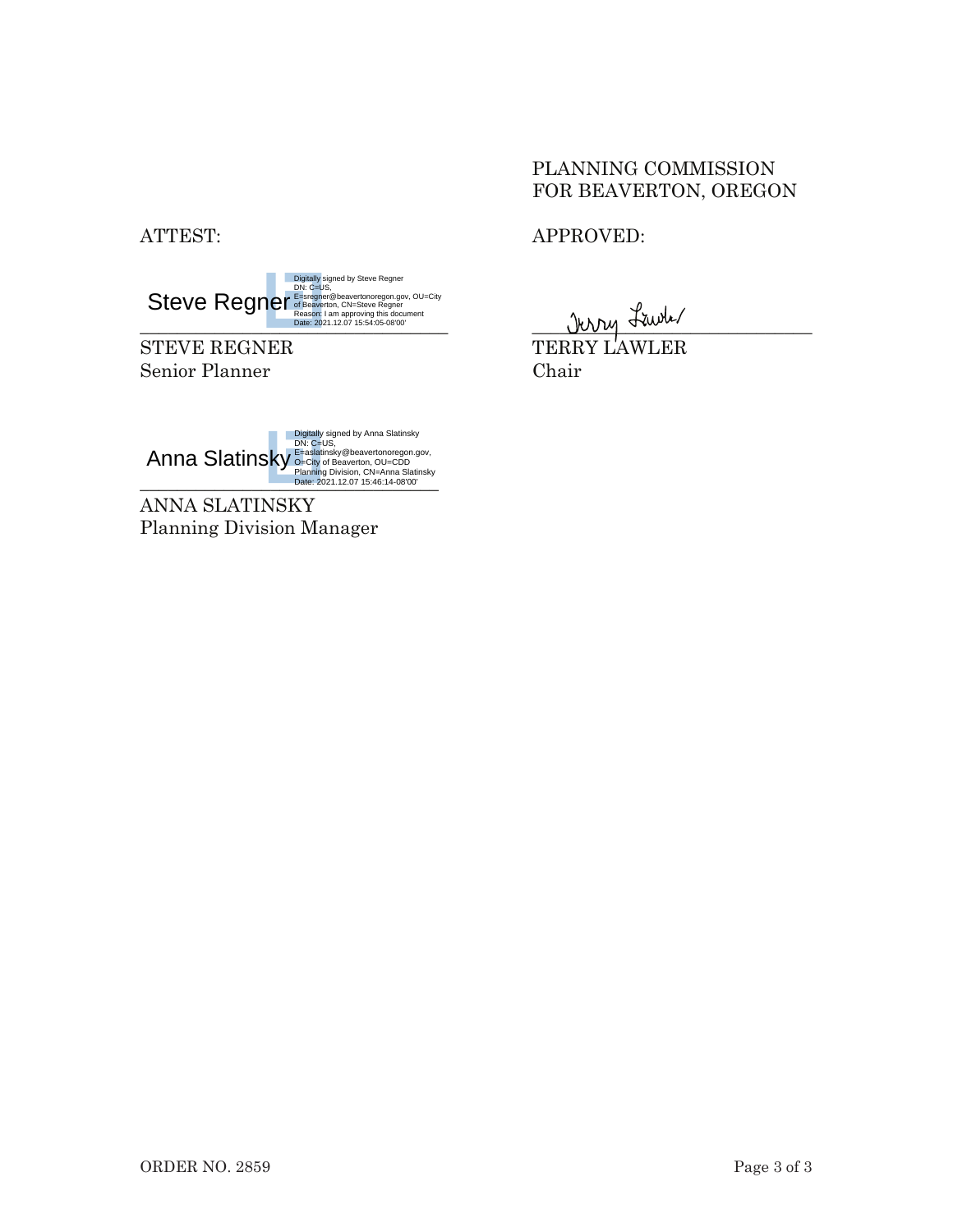PLANNING COMMISSION
FOR BEAVERTON, OREGON

ATTEST:

Steve Regner

Digitally signed by Steve Regner
DN: C=US, E=sregner@beavertonoregon.gov, OU=City of Beaverton, CN=Steve Regner
Reason: I am approving this document
Date: 2021.12.07 15:54:05-08'00'

STEVE REGNER
Senior Planner

APPROVED:

Terry Lawler

TERRY LAWLER
Chair

Anna Slatinsky

Digitally signed by Anna Slatinsky
DN: C=US, E=aslatinsky@beavertonoregon.gov, O=City of Beaverton, OU=CDD Planning Division, CN=Anna Slatinsky
Date: 2021.12.07 15:46:14-08'00'

ANNA SLATINSKY
Planning Division Manager

ORDER NO. 2859